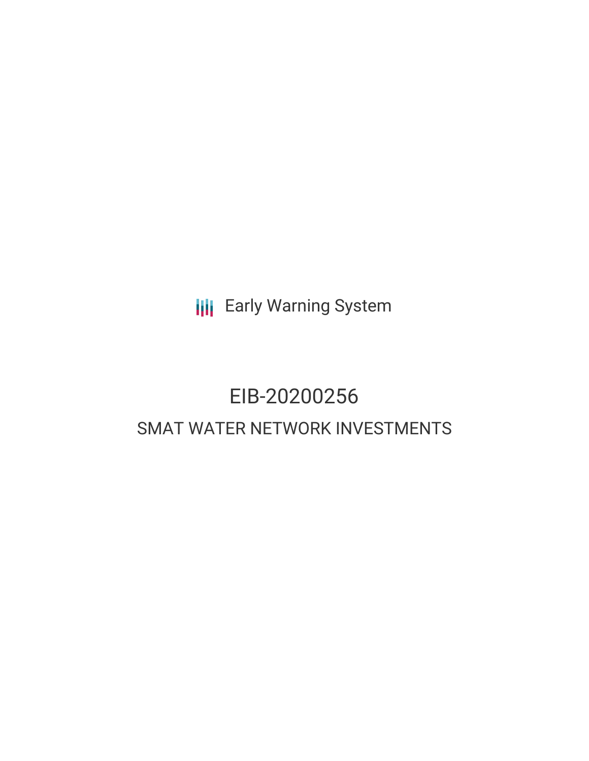Early Warning System

# EIB-20200256

## SMAT WATER NETWORK INVESTMENTS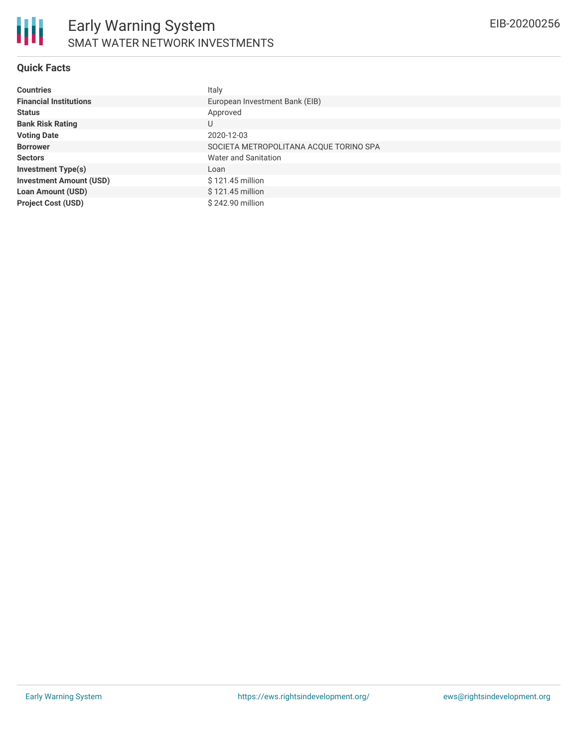## Quick Facts

| | |
|---|---|
| **Countries** | Italy |
| **Financial Institutions** | European Investment Bank (EIB) |
| **Status** | Approved |
| **Bank Risk Rating** | U |
| **Voting Date** | 2020-12-03 |
| **Borrower** | SOCIETA METROPOLITANA ACQUE TORINO SPA |
| **Sectors** | Water and Sanitation |
| **Investment Type(s)** | Loan |
| **Investment Amount (USD)** | $ 121.45 million |
| **Loan Amount (USD)** | $ 121.45 million |
| **Project Cost (USD)** | $ 242.90 million |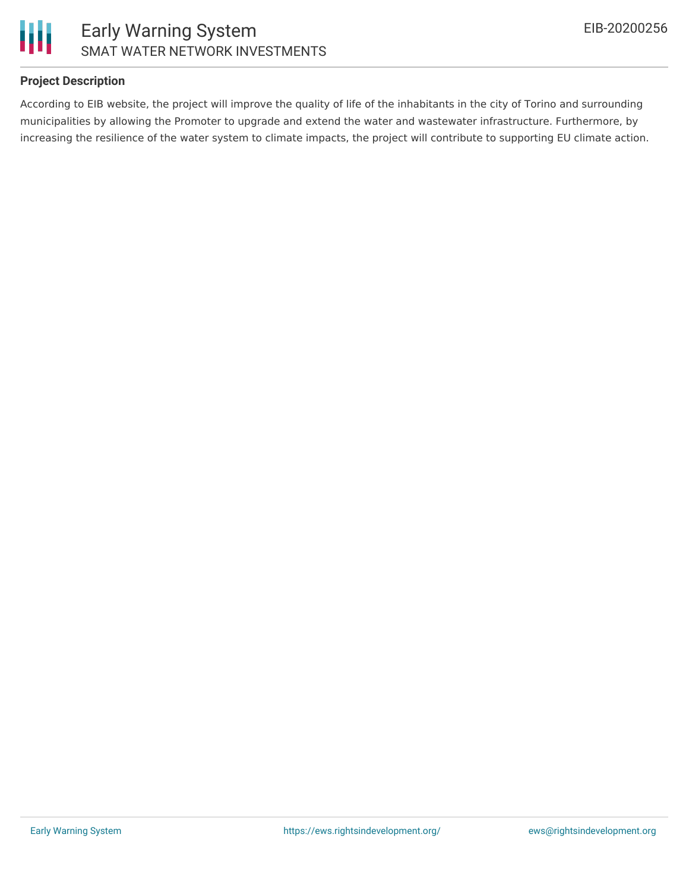### Project Description

According to EIB website, the project will improve the quality of life of the inhabitants in the city of Torino and surrounding municipalities by allowing the Promoter to upgrade and extend the water and wastewater infrastructure. Furthermore, by increasing the resilience of the water system to climate impacts, the project will contribute to supporting EU climate action.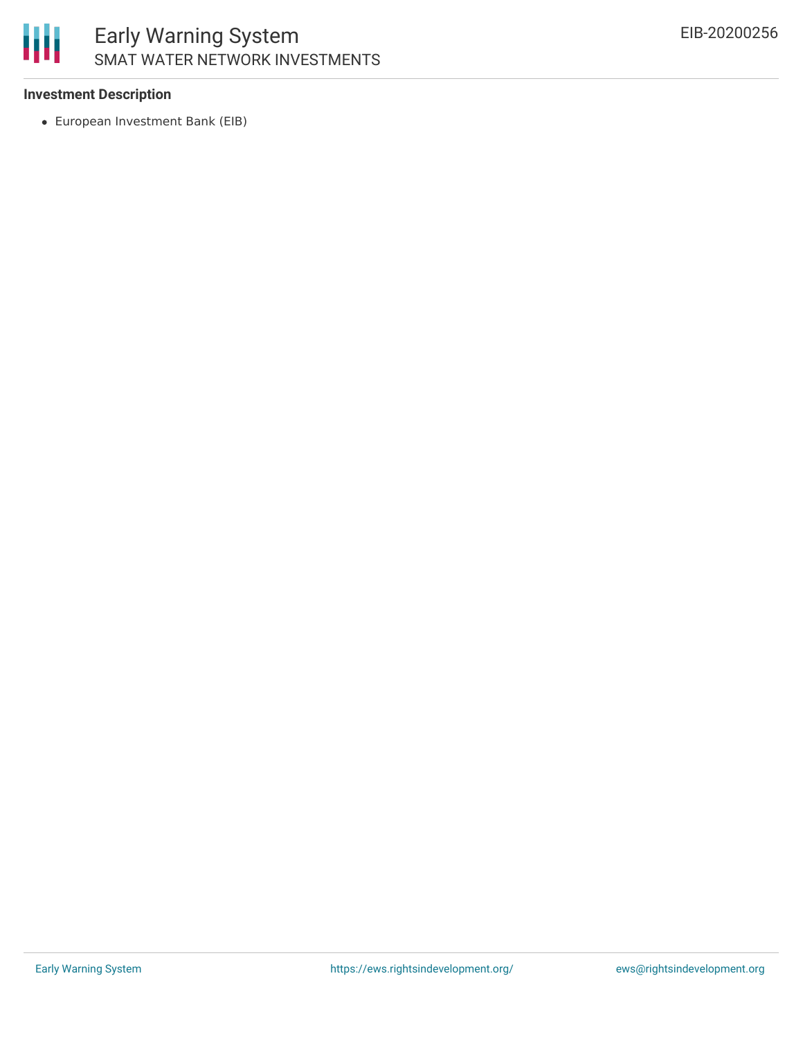### Investment Description

- European Investment Bank (EIB)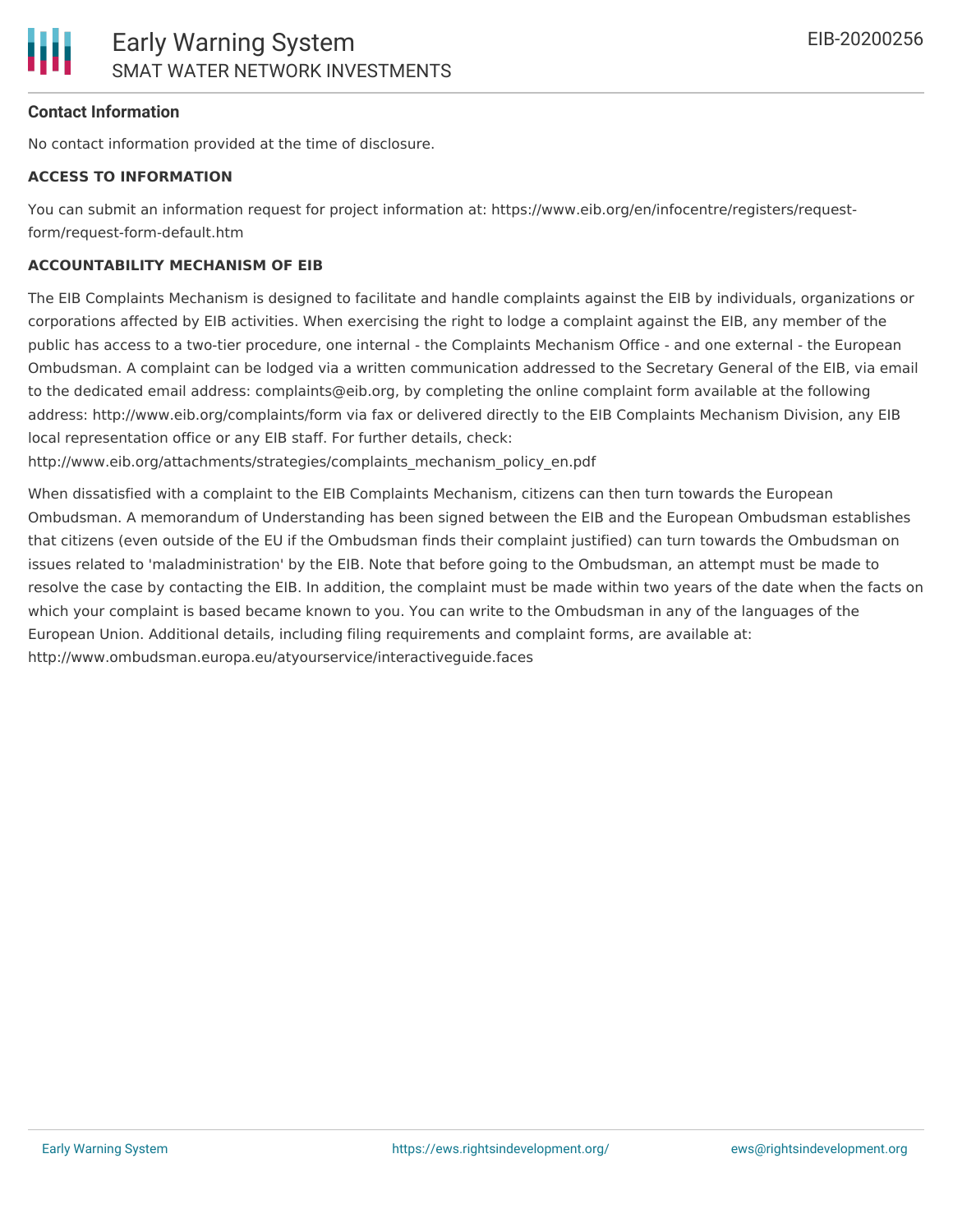#### Contact Information

No contact information provided at the time of disclosure.

**ACCESS TO INFORMATION**

You can submit an information request for project information at: https://www.eib.org/en/infocentre/registers/request-form/request-form-default.htm

**ACCOUNTABILITY MECHANISM OF EIB**

The EIB Complaints Mechanism is designed to facilitate and handle complaints against the EIB by individuals, organizations or corporations affected by EIB activities. When exercising the right to lodge a complaint against the EIB, any member of the public has access to a two-tier procedure, one internal - the Complaints Mechanism Office - and one external - the European Ombudsman. A complaint can be lodged via a written communication addressed to the Secretary General of the EIB, via email to the dedicated email address: complaints@eib.org, by completing the online complaint form available at the following address: http://www.eib.org/complaints/form via fax or delivered directly to the EIB Complaints Mechanism Division, any EIB local representation office or any EIB staff. For further details, check: http://www.eib.org/attachments/strategies/complaints_mechanism_policy_en.pdf

When dissatisfied with a complaint to the EIB Complaints Mechanism, citizens can then turn towards the European Ombudsman. A memorandum of Understanding has been signed between the EIB and the European Ombudsman establishes that citizens (even outside of the EU if the Ombudsman finds their complaint justified) can turn towards the Ombudsman on issues related to 'maladministration' by the EIB. Note that before going to the Ombudsman, an attempt must be made to resolve the case by contacting the EIB. In addition, the complaint must be made within two years of the date when the facts on which your complaint is based became known to you. You can write to the Ombudsman in any of the languages of the European Union. Additional details, including filing requirements and complaint forms, are available at: http://www.ombudsman.europa.eu/atyourservice/interactiveguide.faces